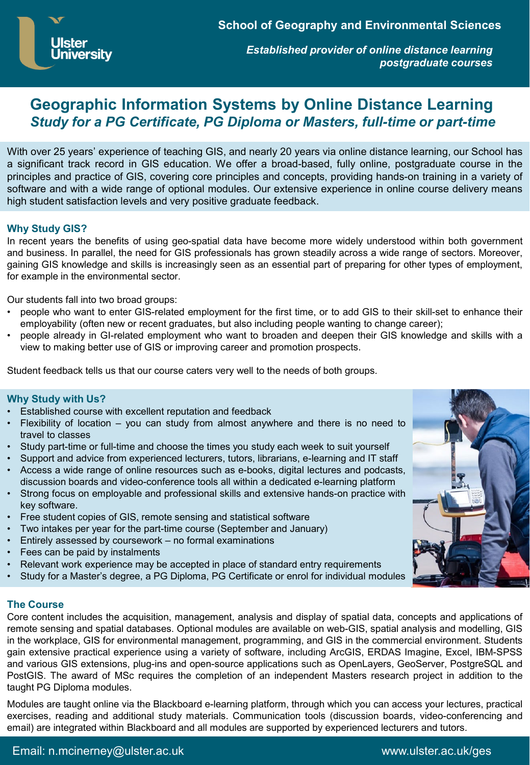Ulster University

**School of Geography and Environmental Sciences**

***Established provider of online distance learning postgraduate courses***

# Geographic Information Systems by Online Distance Learning

## *Study for a PG Certificate, PG Diploma or Masters, full-time or part-time*

With over 25 years' experience of teaching GIS, and nearly 20 years via online distance learning, our School has a significant track record in GIS education. We offer a broad-based, fully online, postgraduate course in the principles and practice of GIS, covering core principles and concepts, providing hands-on training in a variety of software and with a wide range of optional modules. Our extensive experience in online course delivery means high student satisfaction levels and very positive graduate feedback.

### Why Study GIS?

In recent years the benefits of using geo-spatial data have become more widely understood within both government and business. In parallel, the need for GIS professionals has grown steadily across a wide range of sectors. Moreover, gaining GIS knowledge and skills is increasingly seen as an essential part of preparing for other types of employment, for example in the environmental sector.

Our students fall into two broad groups:

- people who want to enter GIS-related employment for the first time, or to add GIS to their skill-set to enhance their employability (often new or recent graduates, but also including people wanting to change career);
- people already in GI-related employment who want to broaden and deepen their GIS knowledge and skills with a view to making better use of GIS or improving career and promotion prospects.

Student feedback tells us that our course caters very well to the needs of both groups.

### Why Study with Us?

- Established course with excellent reputation and feedback
- Flexibility of location – you can study from almost anywhere and there is no need to travel to classes
- Study part-time or full-time and choose the times you study each week to suit yourself
- Support and advice from experienced lecturers, tutors, librarians, e-learning and IT staff
- Access a wide range of online resources such as e-books, digital lectures and podcasts, discussion boards and video-conference tools all within a dedicated e-learning platform
- Strong focus on employable and professional skills and extensive hands-on practice with key software.
- Free student copies of GIS, remote sensing and statistical software
- Two intakes per year for the part-time course (September and January)
- Entirely assessed by coursework – no formal examinations
- Fees can be paid by instalments
- Relevant work experience may be accepted in place of standard entry requirements
- Study for a Master's degree, a PG Diploma, PG Certificate or enrol for individual modules

### The Course

Core content includes the acquisition, management, analysis and display of spatial data, concepts and applications of remote sensing and spatial databases. Optional modules are available on web-GIS, spatial analysis and modelling, GIS in the workplace, GIS for environmental management, programming, and GIS in the commercial environment. Students gain extensive practical experience using a variety of software, including ArcGIS, ERDAS Imagine, Excel, IBM-SPSS and various GIS extensions, plug-ins and open-source applications such as OpenLayers, GeoServer, PostgreSQL and PostGIS. The award of MSc requires the completion of an independent Masters research project in addition to the taught PG Diploma modules.

Modules are taught online via the Blackboard e-learning platform, through which you can access your lectures, practical exercises, reading and additional study materials. Communication tools (discussion boards, video-conferencing and email) are integrated within Blackboard and all modules are supported by experienced lecturers and tutors.

Email: n.mcinerney@ulster.ac.uk www.ulster.ac.uk/ges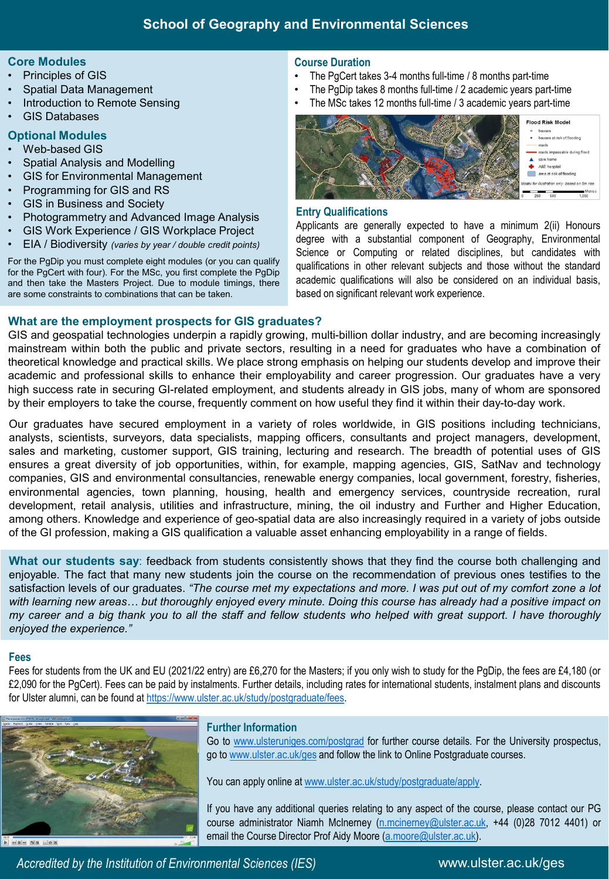# School of Geography and Environmental Sciences

## Core Modules

- Principles of GIS
- Spatial Data Management
- Introduction to Remote Sensing
- GIS Databases

## Optional Modules

- Web-based GIS
- Spatial Analysis and Modelling
- GIS for Environmental Management
- Programming for GIS and RS
- GIS in Business and Society
- Photogrammetry and Advanced Image Analysis
- GIS Work Experience / GIS Workplace Project
- EIA / Biodiversity *(varies by year / double credit points)*

For the PgDip you must complete eight modules (or you can qualify for the PgCert with four). For the MSc, you first complete the PgDip and then take the Masters Project. Due to module timings, there are some constraints to combinations that can be taken.

## Course Duration

- The PgCert takes 3-4 months full-time / 8 months part-time
- The PgDip takes 8 months full-time / 2 academic years part-time
- The MSc takes 12 months full-time / 3 academic years part-time

Flood Risk Model
houses
houses at risk of flooding
roads
roads impassable during flood
care home
A&E hospital
area at risk of flooding
Model for illustration only: based on 5m rise
0 250 500 1,000 Metres

## Entry Qualifications

Applicants are generally expected to have a minimum 2(ii) Honours degree with a substantial component of Geography, Environmental Science or Computing or related disciplines, but candidates with qualifications in other relevant subjects and those without the standard academic qualifications will also be considered on an individual basis, based on significant relevant work experience.

## What are the employment prospects for GIS graduates?

GIS and geospatial technologies underpin a rapidly growing, multi-billion dollar industry, and are becoming increasingly mainstream within both the public and private sectors, resulting in a need for graduates who have a combination of theoretical knowledge and practical skills. We place strong emphasis on helping our students develop and improve their academic and professional skills to enhance their employability and career progression. Our graduates have a very high success rate in securing GI-related employment, and students already in GIS jobs, many of whom are sponsored by their employers to take the course, frequently comment on how useful they find it within their day-to-day work.

Our graduates have secured employment in a variety of roles worldwide, in GIS positions including technicians, analysts, scientists, surveyors, data specialists, mapping officers, consultants and project managers, development, sales and marketing, customer support, GIS training, lecturing and research. The breadth of potential uses of GIS ensures a great diversity of job opportunities, within, for example, mapping agencies, GIS, SatNav and technology companies, GIS and environmental consultancies, renewable energy companies, local government, forestry, fisheries, environmental agencies, town planning, housing, health and emergency services, countryside recreation, rural development, retail analysis, utilities and infrastructure, mining, the oil industry and Further and Higher Education, among others. Knowledge and experience of geo-spatial data are also increasingly required in a variety of jobs outside of the GI profession, making a GIS qualification a valuable asset enhancing employability in a range of fields.

**What our students say**: feedback from students consistently shows that they find the course both challenging and enjoyable. The fact that many new students join the course on the recommendation of previous ones testifies to the satisfaction levels of our graduates. *"The course met my expectations and more. I was put out of my comfort zone a lot with learning new areas… but thoroughly enjoyed every minute. Doing this course has already had a positive impact on my career and a big thank you to all the staff and fellow students who helped with great support. I have thoroughly enjoyed the experience."*

## Fees

Fees for students from the UK and EU (2021/22 entry) are £6,270 for the Masters; if you only wish to study for the PgDip, the fees are £4,180 (or £2,090 for the PgCert). Fees can be paid by instalments. Further details, including rates for international students, instalment plans and discounts for Ulster alumni, can be found at https://www.ulster.ac.uk/study/postgraduate/fees.

## Further Information

Go to www.ulsteruniges.com/postgrad for further course details. For the University prospectus, go to www.ulster.ac.uk/ges and follow the link to Online Postgraduate courses.

You can apply online at www.ulster.ac.uk/study/postgraduate/apply.

If you have any additional queries relating to any aspect of the course, please contact our PG course administrator Niamh McInerney (n.mcinerney@ulster.ac.uk, +44 (0)28 7012 4401) or email the Course Director Prof Aidy Moore (a.moore@ulster.ac.uk).

*Accredited by the Institution of Environmental Sciences (IES)*

www.ulster.ac.uk/ges